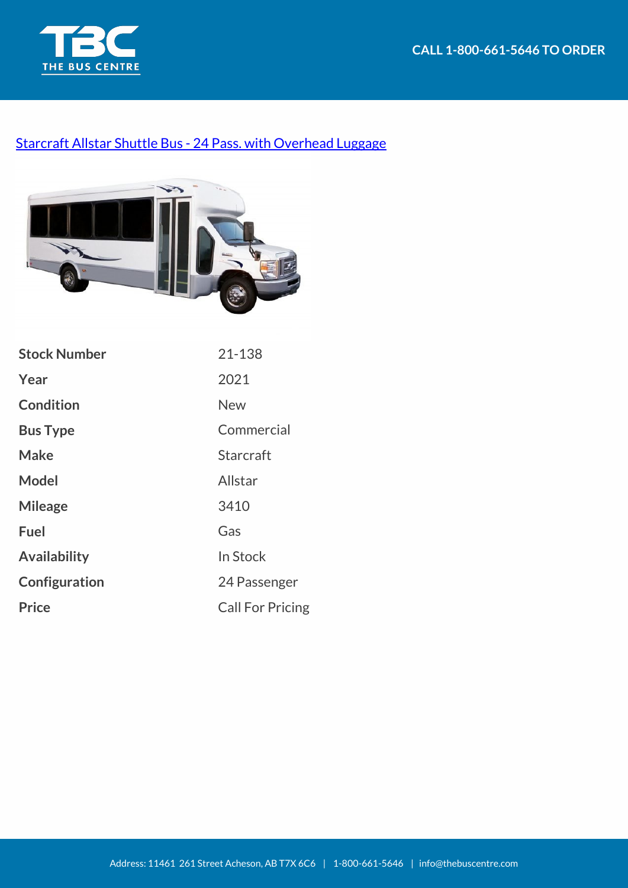CALL 1-800-661-5646 TO ORDER

[Starcraft Allstar Shuttle Bus - 24 Pass. with Overhead Luggage]

| | |
|---|---|
| **Stock Number** | 21-138 |
| **Year** | 2021 |
| **Condition** | New |
| **Bus Type** | Commercial |
| **Make** | Starcraft |
| **Model** | Allstar |
| **Mileage** | 3410 |
| **Fuel** | Gas |
| **Availability** | In Stock |
| **Configuration** | 24 Passenger |
| **Price** | Call For Pricing |

Address: 11461 261 Street Acheson, AB T7X 6C6 | 1-800-661-5646 | info@thebuscentre.com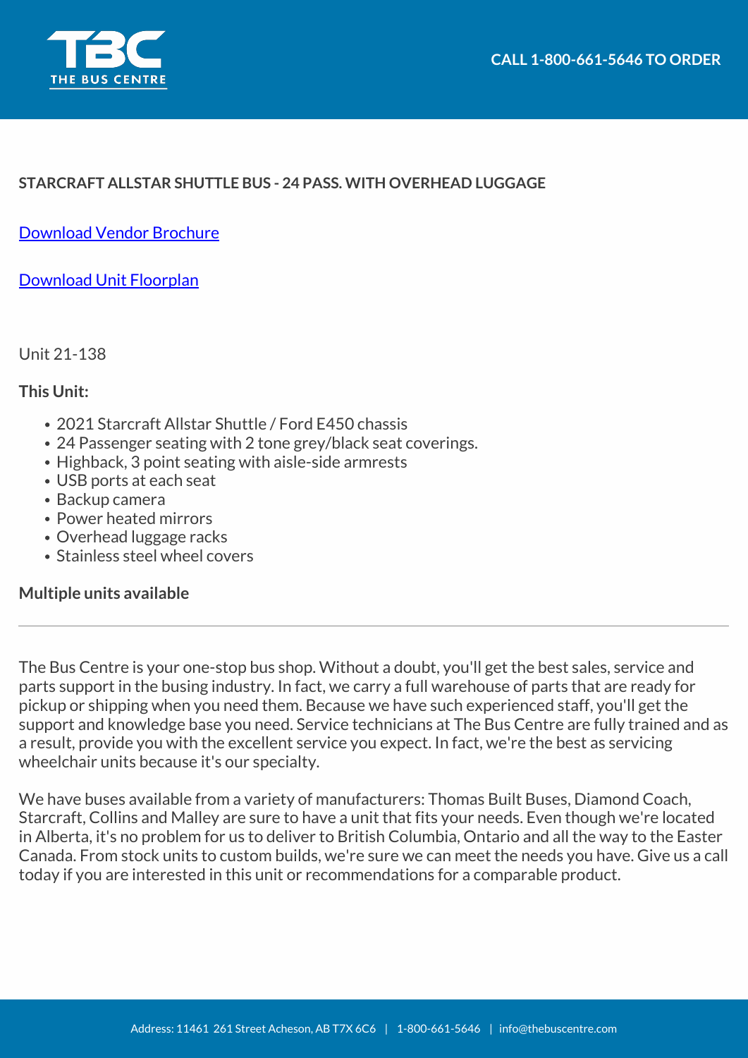TBC THE BUS CENTRE

CALL 1-800-661-5646 TO ORDER

**STARCRAFT ALLSTAR SHUTTLE BUS - 24 PASS. WITH OVERHEAD LUGGAGE**

Download Vendor Brochure

Download Unit Floorplan

Unit 21-138

**This Unit:**

- 2021 Starcraft Allstar Shuttle / Ford E450 chassis
- 24 Passenger seating with 2 tone grey/black seat coverings.
- Highback, 3 point seating with aisle-side armrests
- USB ports at each seat
- Backup camera
- Power heated mirrors
- Overhead luggage racks
- Stainless steel wheel covers

**Multiple units available**

---

The Bus Centre is your one-stop bus shop. Without a doubt, you'll get the best sales, service and parts support in the busing industry. In fact, we carry a full warehouse of parts that are ready for pickup or shipping when you need them. Because we have such experienced staff, you'll get the support and knowledge base you need. Service technicians at The Bus Centre are fully trained and as a result, provide you with the excellent service you expect. In fact, we're the best as servicing wheelchair units because it's our specialty.

We have buses available from a variety of manufacturers: Thomas Built Buses, Diamond Coach, Starcraft, Collins and Malley are sure to have a unit that fits your needs. Even though we're located in Alberta, it's no problem for us to deliver to British Columbia, Ontario and all the way to the Easter Canada. From stock units to custom builds, we're sure we can meet the needs you have. Give us a call today if you are interested in this unit or recommendations for a comparable product.

Address: 11461 261 Street Acheson, AB T7X 6C6 | 1-800-661-5646 | info@thebuscentre.com